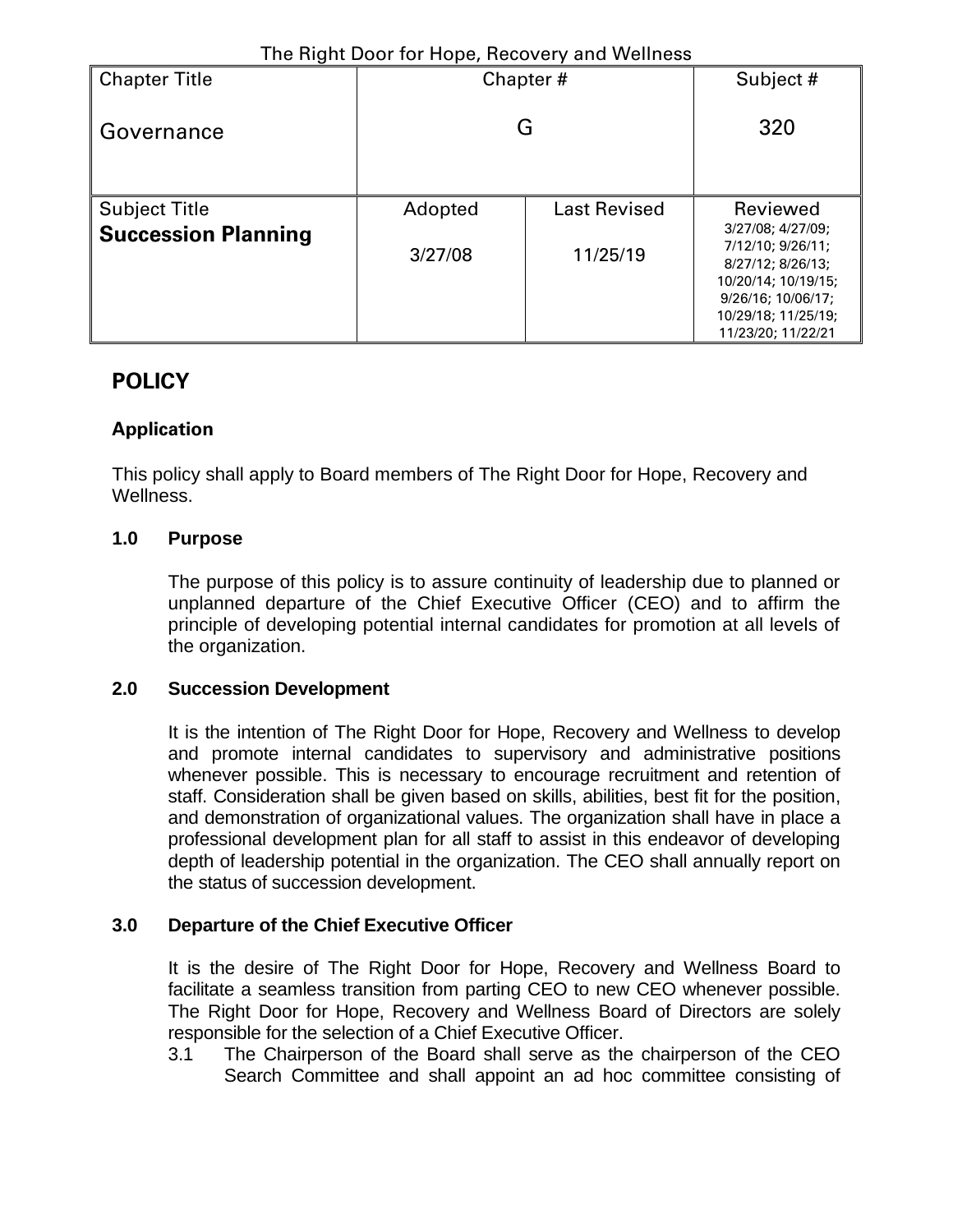The Right Door for Hope, Recovery and Wellness

| Chapter Title | Chapter # | | Subject # |
|---|---|---|---|
| Governance | G | | 320 |
| Subject Title | Adopted | Last Revised | Reviewed |
| **Succession Planning** | 3/27/08 | 11/25/19 | 3/27/08; 4/27/09; 7/12/10; 9/26/11; 8/27/12; 8/26/13; 10/20/14; 10/19/15; 9/26/16; 10/06/17; 10/29/18; 11/25/19; 11/23/20; 11/22/21 |

## POLICY

### Application

This policy shall apply to Board members of The Right Door for Hope, Recovery and Wellness.

### 1.0 Purpose

The purpose of this policy is to assure continuity of leadership due to planned or unplanned departure of the Chief Executive Officer (CEO) and to affirm the principle of developing potential internal candidates for promotion at all levels of the organization.

### 2.0 Succession Development

It is the intention of The Right Door for Hope, Recovery and Wellness to develop and promote internal candidates to supervisory and administrative positions whenever possible. This is necessary to encourage recruitment and retention of staff. Consideration shall be given based on skills, abilities, best fit for the position, and demonstration of organizational values. The organization shall have in place a professional development plan for all staff to assist in this endeavor of developing depth of leadership potential in the organization. The CEO shall annually report on the status of succession development.

### 3.0 Departure of the Chief Executive Officer

It is the desire of The Right Door for Hope, Recovery and Wellness Board to facilitate a seamless transition from parting CEO to new CEO whenever possible. The Right Door for Hope, Recovery and Wellness Board of Directors are solely responsible for the selection of a Chief Executive Officer.

3.1 The Chairperson of the Board shall serve as the chairperson of the CEO Search Committee and shall appoint an ad hoc committee consisting of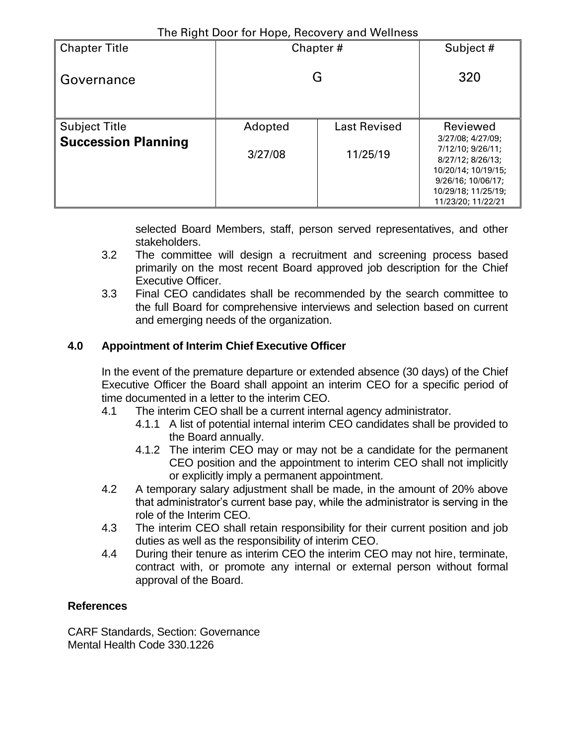The Right Door for Hope, Recovery and Wellness

| Chapter Title | Chapter # | | Subject # |
|---|---|---|---|
| Governance | G | | 320 |
| Subject Title **Succession Planning** | Adopted 3/27/08 | Last Revised 11/25/19 | Reviewed 3/27/08; 4/27/09; 7/12/10; 9/26/11; 8/27/12; 8/26/13; 10/20/14; 10/19/15; 9/26/16; 10/06/17; 10/29/18; 11/25/19; 11/23/20; 11/22/21 |

selected Board Members, staff, person served representatives, and other stakeholders.

3.2 The committee will design a recruitment and screening process based primarily on the most recent Board approved job description for the Chief Executive Officer.

3.3 Final CEO candidates shall be recommended by the search committee to the full Board for comprehensive interviews and selection based on current and emerging needs of the organization.

**4.0 Appointment of Interim Chief Executive Officer**

In the event of the premature departure or extended absence (30 days) of the Chief Executive Officer the Board shall appoint an interim CEO for a specific period of time documented in a letter to the interim CEO.

4.1 The interim CEO shall be a current internal agency administrator.

4.1.1 A list of potential internal interim CEO candidates shall be provided to the Board annually.

4.1.2 The interim CEO may or may not be a candidate for the permanent CEO position and the appointment to interim CEO shall not implicitly or explicitly imply a permanent appointment.

4.2 A temporary salary adjustment shall be made, in the amount of 20% above that administrator's current base pay, while the administrator is serving in the role of the Interim CEO.

4.3 The interim CEO shall retain responsibility for their current position and job duties as well as the responsibility of interim CEO.

4.4 During their tenure as interim CEO the interim CEO may not hire, terminate, contract with, or promote any internal or external person without formal approval of the Board.

**References**

CARF Standards, Section: Governance
Mental Health Code 330.1226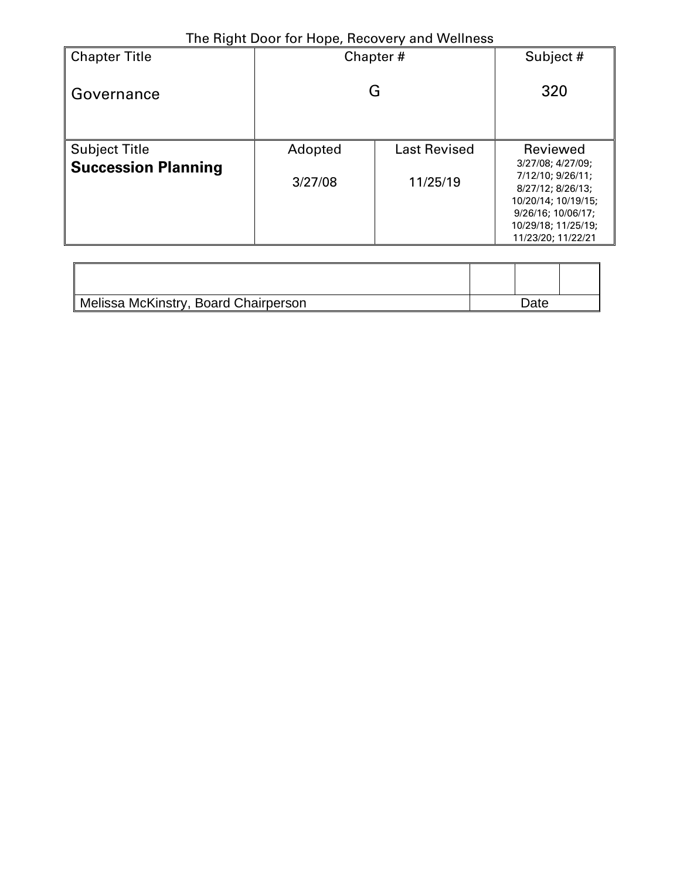The Right Door for Hope, Recovery and Wellness

| Chapter Title | Chapter # | | Subject # |
|---|---|---|---|
| Governance | G | | 320 |
| Subject Title | Adopted | Last Revised | Reviewed |
| **Succession Planning** | 3/27/08 | 11/25/19 | 3/27/08; 4/27/09; 7/12/10; 9/26/11; 8/27/12; 8/26/13; 10/20/14; 10/19/15; 9/26/16; 10/06/17; 10/29/18; 11/25/19; 11/23/20; 11/22/21 |

| | |
|---|---|
| Melissa McKinstry, Board Chairperson | Date |